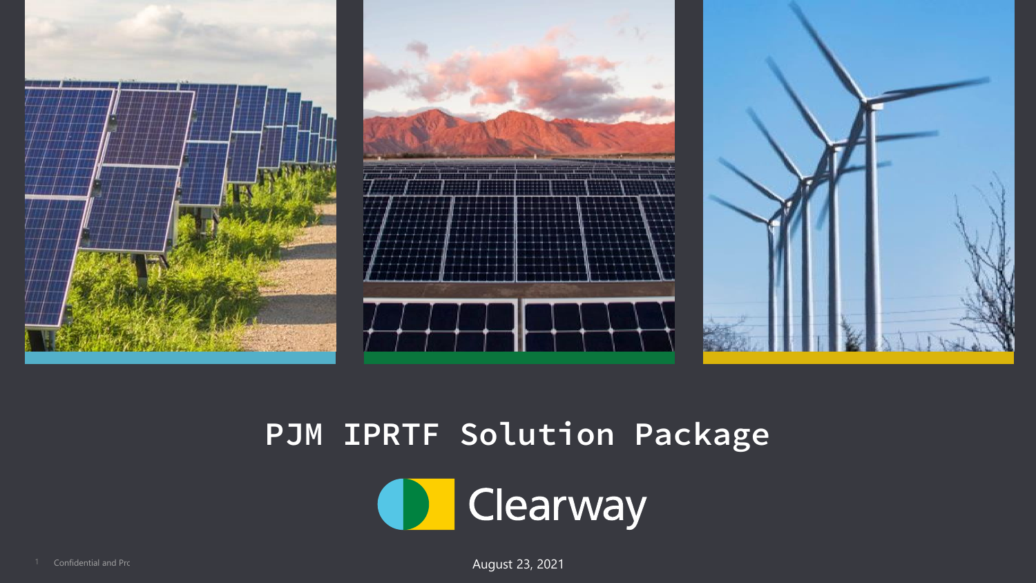# PJM IPRTF Solution Package

Clearway

August 23, 2021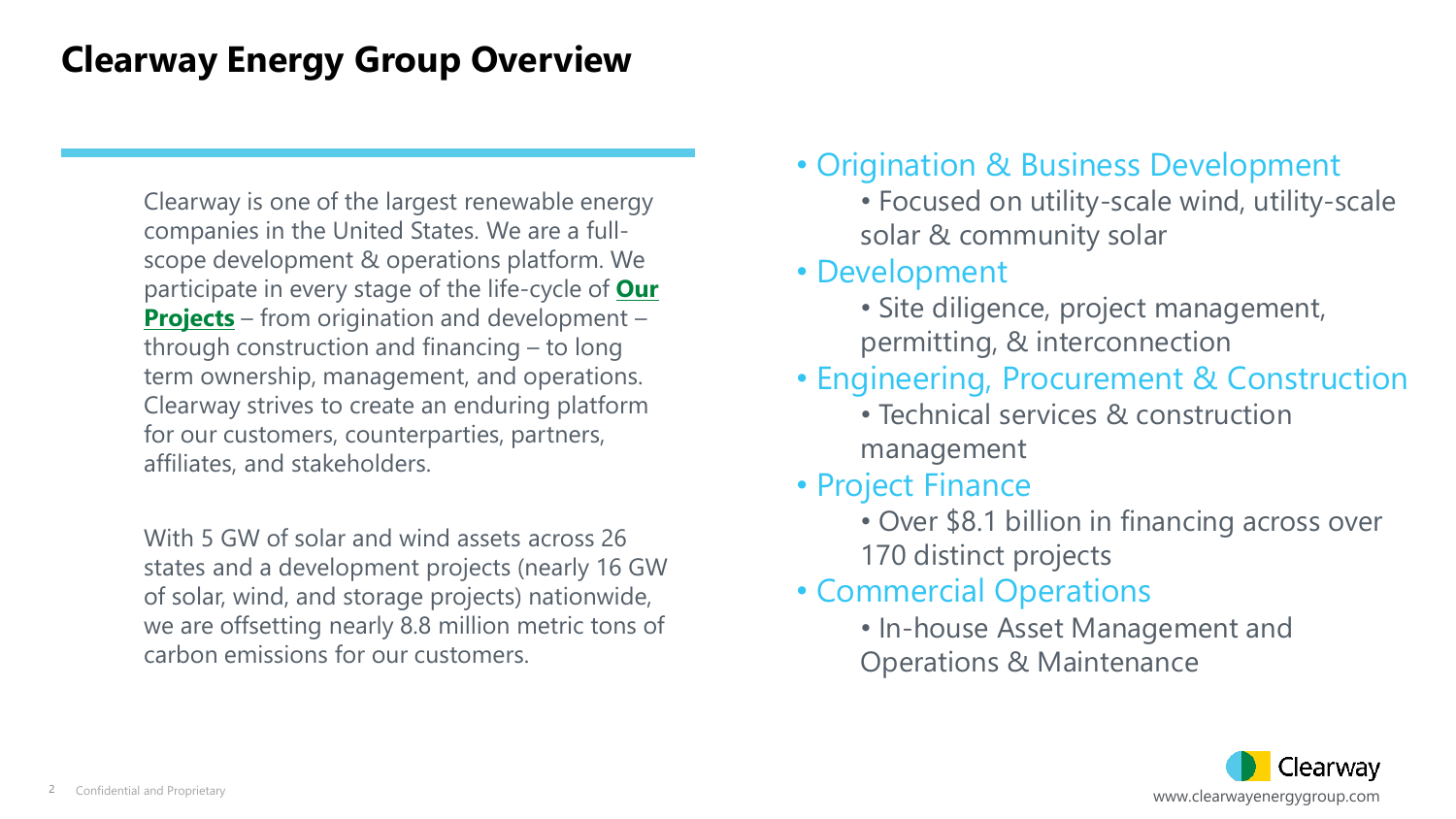# Clearway Energy Group Overview

Clearway is one of the largest renewable energy companies in the United States. We are a full-scope development & operations platform. We participate in every stage of the life-cycle of **Our Projects** – from origination and development – through construction and financing – to long term ownership, management, and operations. Clearway strives to create an enduring platform for our customers, counterparties, partners, affiliates, and stakeholders.

With 5 GW of solar and wind assets across 26 states and a development projects (nearly 16 GW of solar, wind, and storage projects) nationwide, we are offsetting nearly 8.8 million metric tons of carbon emissions for our customers.

- Origination & Business Development
  - Focused on utility-scale wind, utility-scale solar & community solar
- Development
  - Site diligence, project management, permitting, & interconnection
- Engineering, Procurement & Construction
  - Technical services & construction management
- Project Finance
  - Over $8.1 billion in financing across over 170 distinct projects
- Commercial Operations
  - In-house Asset Management and Operations & Maintenance

Confidential and Proprietary

Clearway

www.clearwayenergygroup.com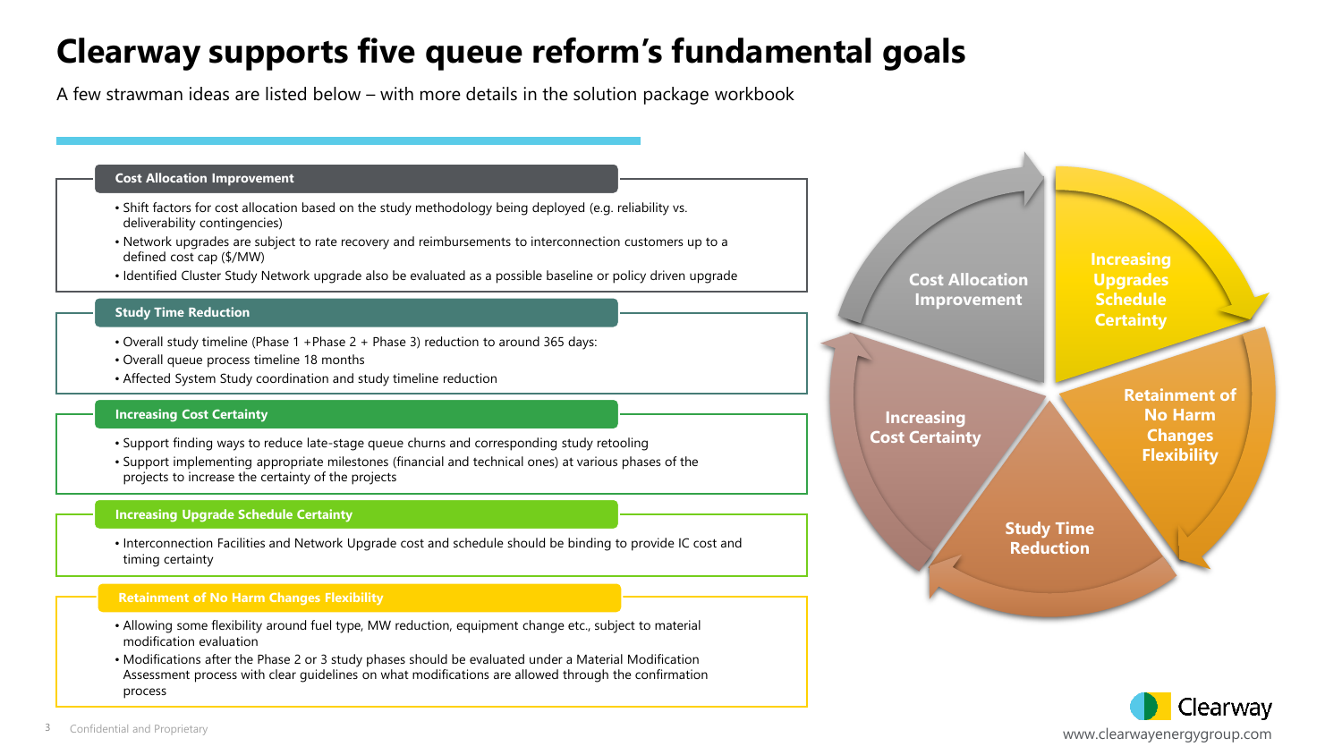# Clearway supports five queue reform's fundamental goals

A few strawman ideas are listed below – with more details in the solution package workbook

### Cost Allocation Improvement

- Shift factors for cost allocation based on the study methodology being deployed (e.g. reliability vs. deliverability contingencies)
- Network upgrades are subject to rate recovery and reimbursements to interconnection customers up to a defined cost cap ($/MW)
- Identified Cluster Study Network upgrade also be evaluated as a possible baseline or policy driven upgrade

### Study Time Reduction

- Overall study timeline (Phase 1 +Phase 2 + Phase 3) reduction to around 365 days:
- Overall queue process timeline 18 months
- Affected System Study coordination and study timeline reduction

### Increasing Cost Certainty

- Support finding ways to reduce late-stage queue churns and corresponding study retooling
- Support implementing appropriate milestones (financial and technical ones) at various phases of the projects to increase the certainty of the projects

### Increasing Upgrade Schedule Certainty

- Interconnection Facilities and Network Upgrade cost and schedule should be binding to provide IC cost and timing certainty

### Retainment of No Harm Changes Flexibility

- Allowing some flexibility around fuel type, MW reduction, equipment change etc., subject to material modification evaluation
- Modifications after the Phase 2 or 3 study phases should be evaluated under a Material Modification Assessment process with clear guidelines on what modifications are allowed through the confirmation process

Cost Allocation Improvement

Increasing Upgrades Schedule Certainty

Retainment of No Harm Changes Flexibility

Study Time Reduction

Increasing Cost Certainty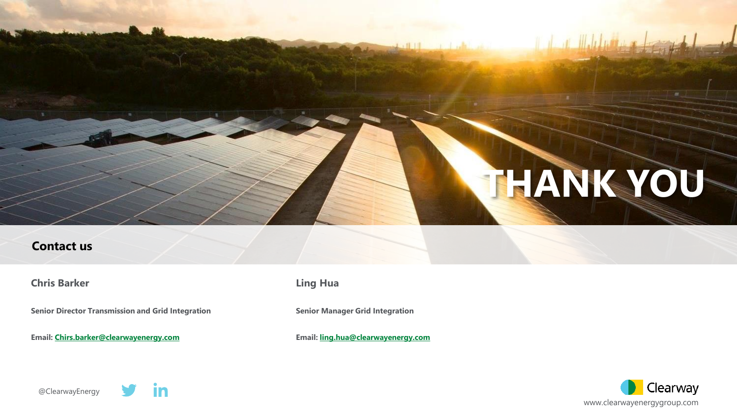# THANK YOU

## Contact us

**Chris Barker**

**Senior Director Transmission and Grid Integration**

**Email: Chirs.barker@clearwayenergy.com**

**Ling Hua**

**Senior Manager Grid Integration**

**Email: ling.hua@clearwayenergy.com**

@ClearwayEnergy

Clearway

www.clearwayenergygroup.com